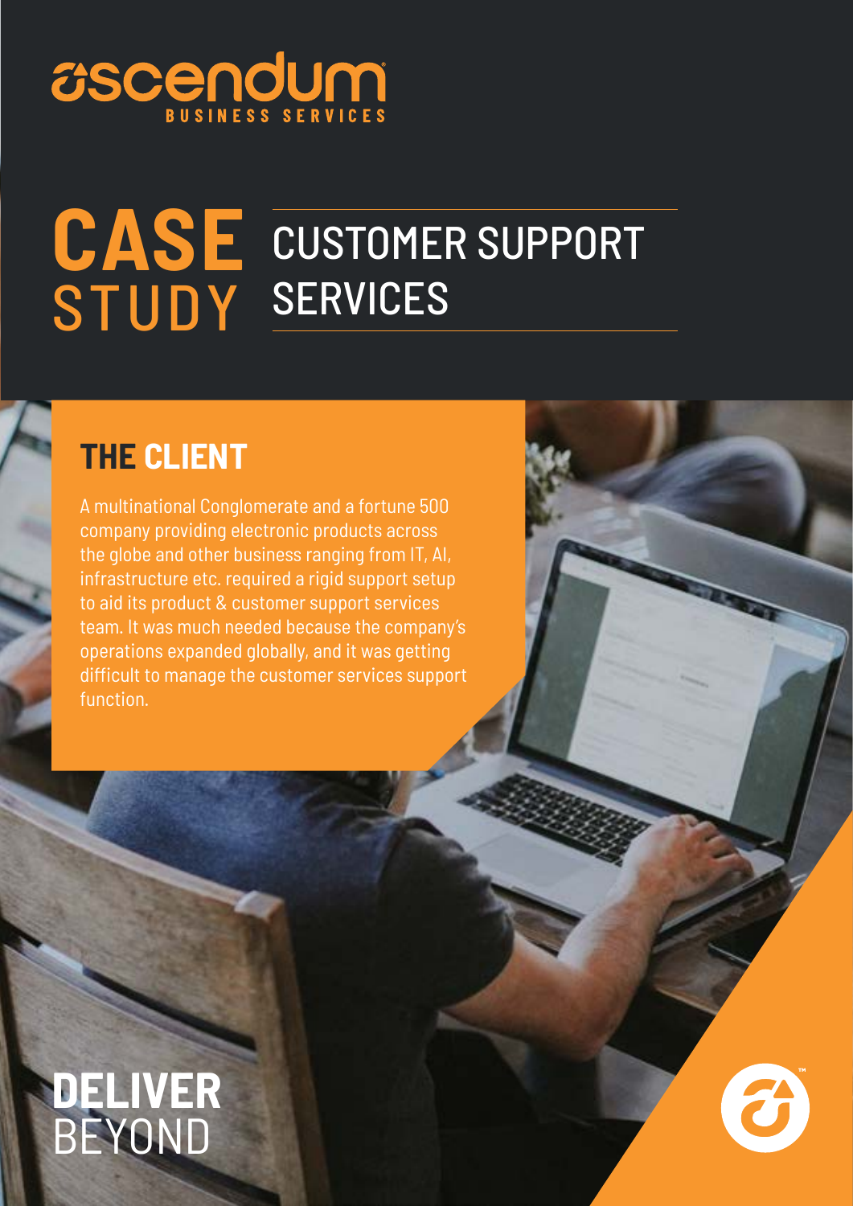ascendum

BUSINESS SERVICES

# CASE STUDY

# CUSTOMER SUPPORT SERVICES

## THE CLIENT

A multinational Conglomerate and a fortune 500 company providing electronic products across the globe and other business ranging from IT, AI, infrastructure etc. required a rigid support setup to aid its product & customer support services team. It was much needed because the company's operations expanded globally, and it was getting difficult to manage the customer services support function.

**DELIVER** BEYOND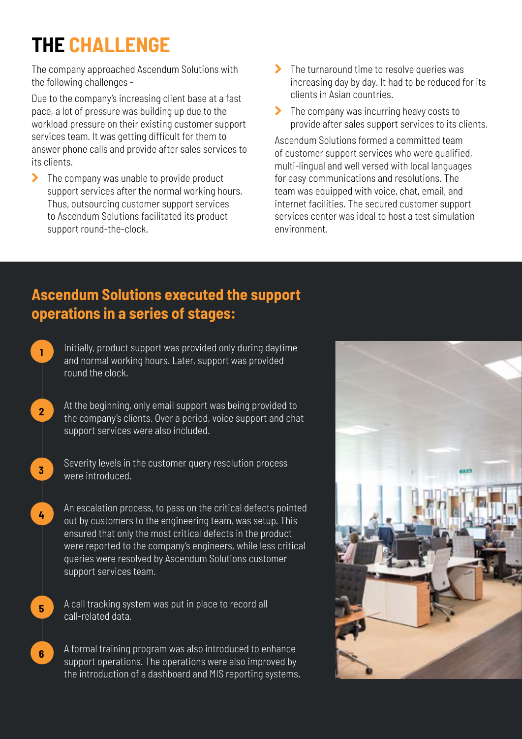# THE CHALLENGE

The company approached Ascendum Solutions with the following challenges -

Due to the company's increasing client base at a fast pace, a lot of pressure was building up due to the workload pressure on their existing customer support services team. It was getting difficult for them to answer phone calls and provide after sales services to its clients.

- The company was unable to provide product support services after the normal working hours. Thus, outsourcing customer support services to Ascendum Solutions facilitated its product support round-the-clock.
- The turnaround time to resolve queries was increasing day by day. It had to be reduced for its clients in Asian countries.
- The company was incurring heavy costs to provide after sales support services to its clients.

Ascendum Solutions formed a committed team of customer support services who were qualified, multi-lingual and well versed with local languages for easy communications and resolutions. The team was equipped with voice, chat, email, and internet facilities. The secured customer support services center was ideal to host a test simulation environment.

## Ascendum Solutions executed the support operations in a series of stages:

1. Initially, product support was provided only during daytime and normal working hours. Later, support was provided round the clock.
2. At the beginning, only email support was being provided to the company's clients. Over a period, voice support and chat support services were also included.
3. Severity levels in the customer query resolution process were introduced.
4. An escalation process, to pass on the critical defects pointed out by customers to the engineering team, was setup. This ensured that only the most critical defects in the product were reported to the company's engineers, while less critical queries were resolved by Ascendum Solutions customer support services team.
5. A call tracking system was put in place to record all call-related data.
6. A formal training program was also introduced to enhance support operations. The operations were also improved by the introduction of a dashboard and MIS reporting systems.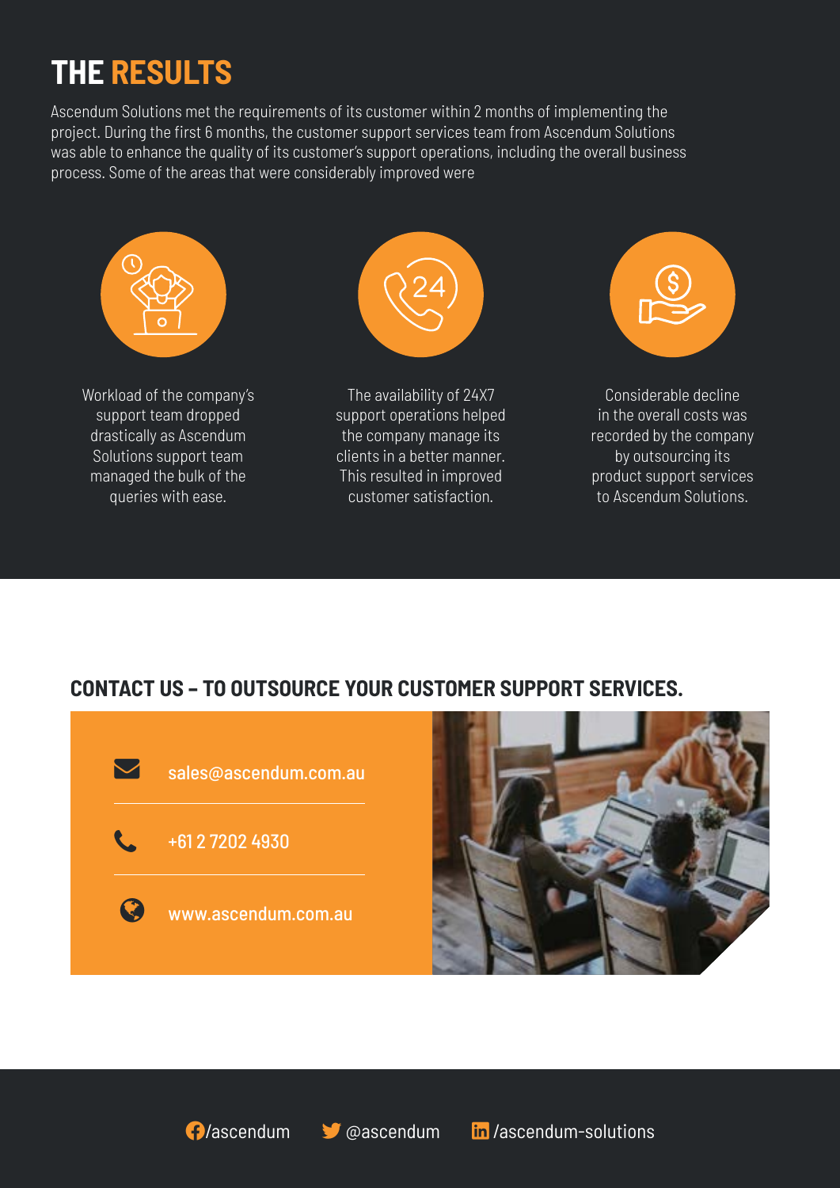# THE RESULTS

Ascendum Solutions met the requirements of its customer within 2 months of implementing the project. During the first 6 months, the customer support services team from Ascendum Solutions was able to enhance the quality of its customer's support operations, including the overall business process. Some of the areas that were considerably improved were

Workload of the company's support team dropped drastically as Ascendum Solutions support team managed the bulk of the queries with ease.

The availability of 24X7 support operations helped the company manage its clients in a better manner. This resulted in improved customer satisfaction.

Considerable decline in the overall costs was recorded by the company by outsourcing its product support services to Ascendum Solutions.

## CONTACT US – TO OUTSOURCE YOUR CUSTOMER SUPPORT SERVICES.

sales@ascendum.com.au

+61 2 7202 4930

www.ascendum.com.au

/ascendum @ascendum /ascendum-solutions